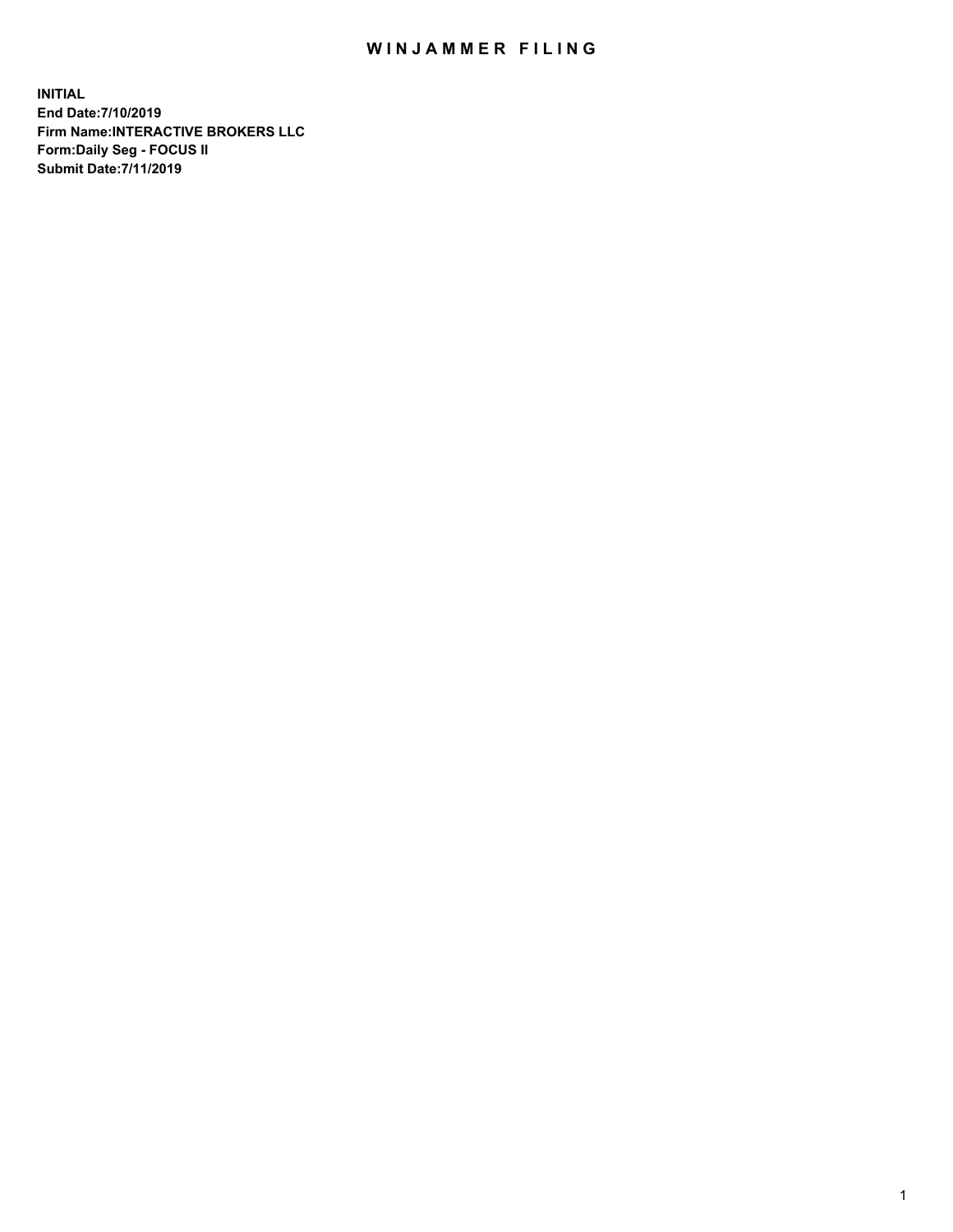# WINJAMMER FILING

**INITIAL**
**End Date:7/10/2019**
**Firm Name:INTERACTIVE BROKERS LLC**
**Form:Daily Seg - FOCUS II**
**Submit Date:7/11/2019**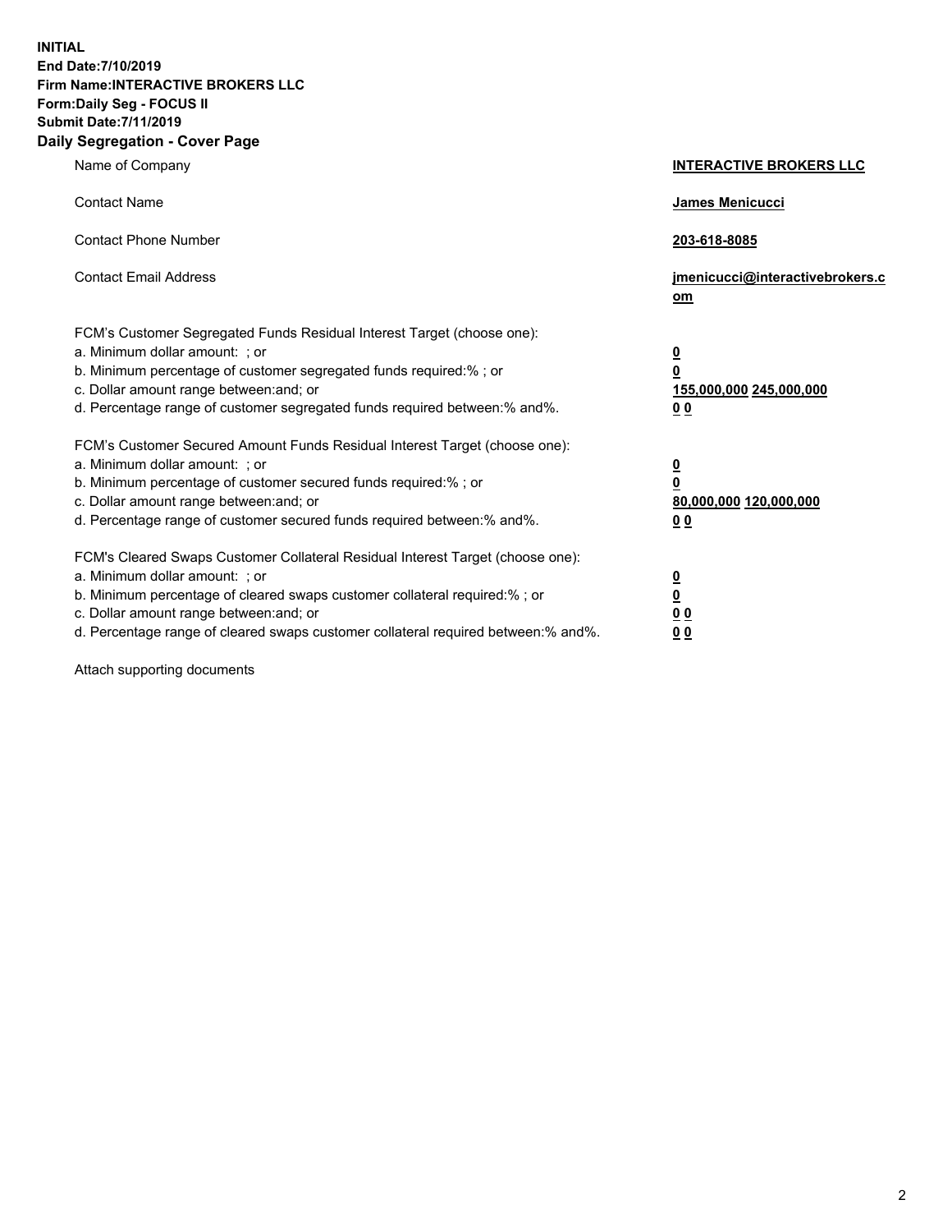**INITIAL**
**End Date:7/10/2019**
**Firm Name:INTERACTIVE BROKERS LLC**
**Form:Daily Seg - FOCUS II**
**Submit Date:7/11/2019**
**Daily Segregation - Cover Page**

| | |
|---|---|
| Name of Company | **INTERACTIVE BROKERS LLC** |
| Contact Name | **James Menicucci** |
| Contact Phone Number | **203-618-8085** |
| Contact Email Address | **jmenicucci@interactivebrokers.com** |
| FCM's Customer Segregated Funds Residual Interest Target (choose one): | |
| a. Minimum dollar amount: ; or | **0** |
| b. Minimum percentage of customer segregated funds required:% ; or | **0** |
| c. Dollar amount range between:and; or | **155,000,000 245,000,000** |
| d. Percentage range of customer segregated funds required between:% and%. | **0 0** |
| FCM's Customer Secured Amount Funds Residual Interest Target (choose one): | |
| a. Minimum dollar amount: ; or | **0** |
| b. Minimum percentage of customer secured funds required:% ; or | **0** |
| c. Dollar amount range between:and; or | **80,000,000 120,000,000** |
| d. Percentage range of customer secured funds required between:% and%. | **0 0** |
| FCM's Cleared Swaps Customer Collateral Residual Interest Target (choose one): | |
| a. Minimum dollar amount: ; or | **0** |
| b. Minimum percentage of cleared swaps customer collateral required:% ; or | **0** |
| c. Dollar amount range between:and; or | **0 0** |
| d. Percentage range of cleared swaps customer collateral required between:% and%. | **0 0** |

Attach supporting documents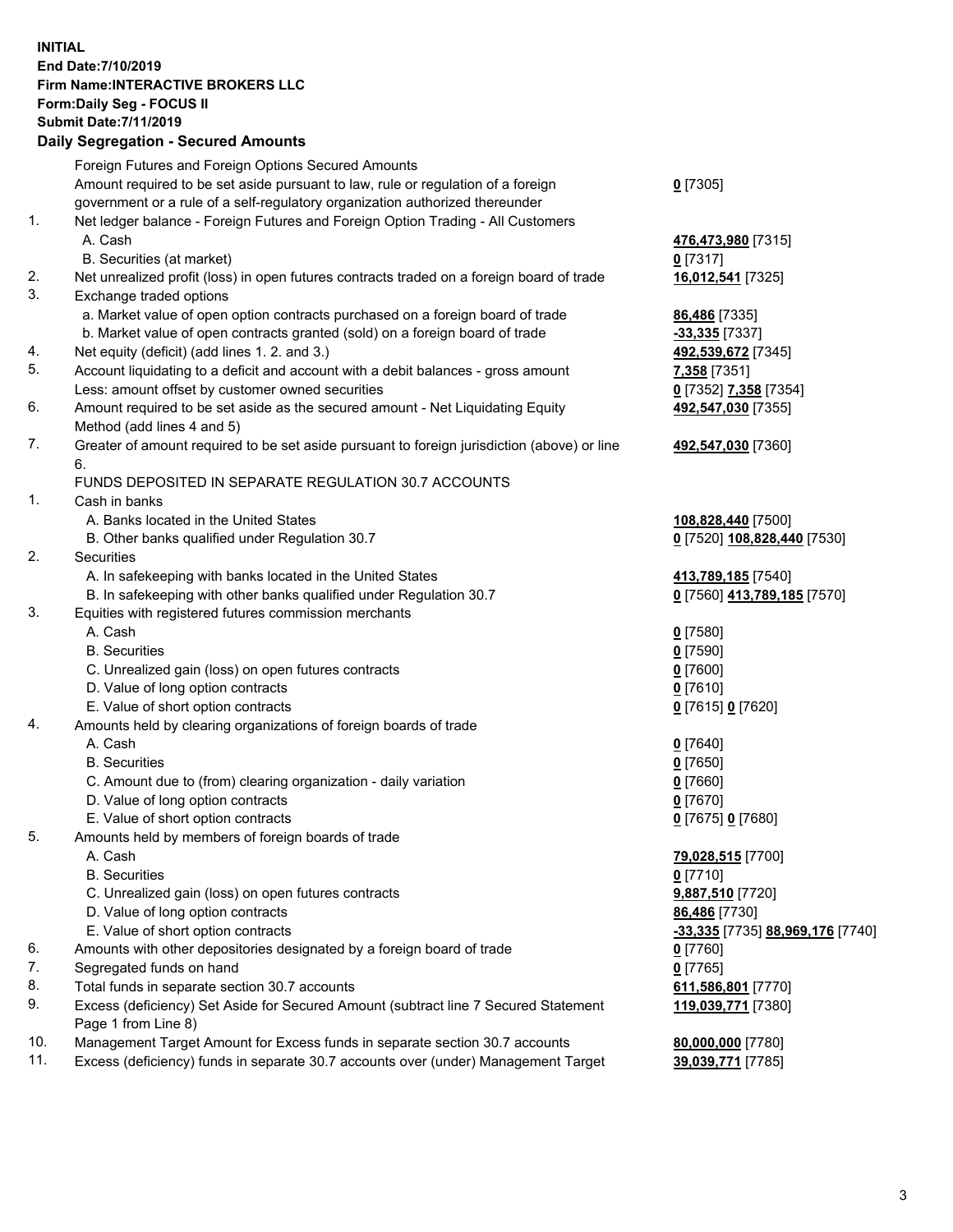**INITIAL**
**End Date:7/10/2019**
**Firm Name:INTERACTIVE BROKERS LLC**
**Form:Daily Seg - FOCUS II**
**Submit Date:7/11/2019**

**Daily Segregation - Secured Amounts**

| | | |
|---|---|---|
| | Foreign Futures and Foreign Options Secured Amounts | |
| | Amount required to be set aside pursuant to law, rule or regulation of a foreign government or a rule of a self-regulatory organization authorized thereunder | **0** [7305] |
| 1. | Net ledger balance - Foreign Futures and Foreign Option Trading - All Customers | |
| | A. Cash | **476,473,980** [7315] |
| | B. Securities (at market) | **0** [7317] |
| 2. | Net unrealized profit (loss) in open futures contracts traded on a foreign board of trade | **16,012,541** [7325] |
| 3. | Exchange traded options | |
| | a. Market value of open option contracts purchased on a foreign board of trade | **86,486** [7335] |
| | b. Market value of open contracts granted (sold) on a foreign board of trade | **-33,335** [7337] |
| 4. | Net equity (deficit) (add lines 1. 2. and 3.) | **492,539,672** [7345] |
| 5. | Account liquidating to a deficit and account with a debit balances - gross amount | **7,358** [7351] |
| | Less: amount offset by customer owned securities | **0** [7352] **7,358** [7354] |
| 6. | Amount required to be set aside as the secured amount - Net Liquidating Equity Method (add lines 4 and 5) | **492,547,030** [7355] |
| 7. | Greater of amount required to be set aside pursuant to foreign jurisdiction (above) or line 6. | **492,547,030** [7360] |
| | FUNDS DEPOSITED IN SEPARATE REGULATION 30.7 ACCOUNTS | |
| 1. | Cash in banks | |
| | A. Banks located in the United States | **108,828,440** [7500] |
| | B. Other banks qualified under Regulation 30.7 | **0** [7520] **108,828,440** [7530] |
| 2. | Securities | |
| | A. In safekeeping with banks located in the United States | **413,789,185** [7540] |
| | B. In safekeeping with other banks qualified under Regulation 30.7 | **0** [7560] **413,789,185** [7570] |
| 3. | Equities with registered futures commission merchants | |
| | A. Cash | **0** [7580] |
| | B. Securities | **0** [7590] |
| | C. Unrealized gain (loss) on open futures contracts | **0** [7600] |
| | D. Value of long option contracts | **0** [7610] |
| | E. Value of short option contracts | **0** [7615] **0** [7620] |
| 4. | Amounts held by clearing organizations of foreign boards of trade | |
| | A. Cash | **0** [7640] |
| | B. Securities | **0** [7650] |
| | C. Amount due to (from) clearing organization - daily variation | **0** [7660] |
| | D. Value of long option contracts | **0** [7670] |
| | E. Value of short option contracts | **0** [7675] **0** [7680] |
| 5. | Amounts held by members of foreign boards of trade | |
| | A. Cash | **79,028,515** [7700] |
| | B. Securities | **0** [7710] |
| | C. Unrealized gain (loss) on open futures contracts | **9,887,510** [7720] |
| | D. Value of long option contracts | **86,486** [7730] |
| | E. Value of short option contracts | **-33,335** [7735] **88,969,176** [7740] |
| 6. | Amounts with other depositories designated by a foreign board of trade | **0** [7760] |
| 7. | Segregated funds on hand | **0** [7765] |
| 8. | Total funds in separate section 30.7 accounts | **611,586,801** [7770] |
| 9. | Excess (deficiency) Set Aside for Secured Amount (subtract line 7 Secured Statement Page 1 from Line 8) | **119,039,771** [7380] |
| 10. | Management Target Amount for Excess funds in separate section 30.7 accounts | **80,000,000** [7780] |
| 11. | Excess (deficiency) funds in separate 30.7 accounts over (under) Management Target | **39,039,771** [7785] |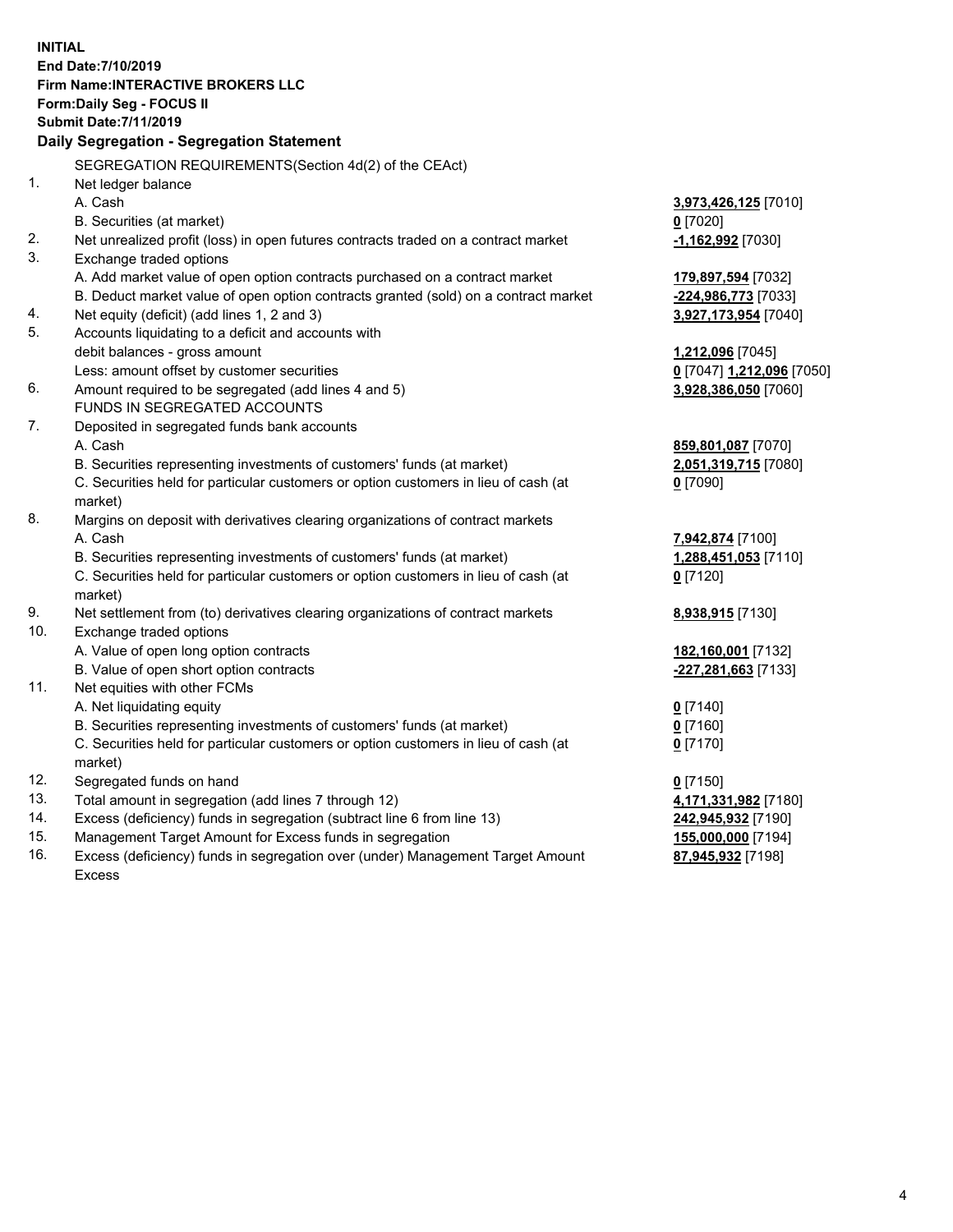**INITIAL**
**End Date:7/10/2019**
**Firm Name:INTERACTIVE BROKERS LLC**
**Form:Daily Seg - FOCUS II**
**Submit Date:7/11/2019**

**Daily Segregation - Segregation Statement**

SEGREGATION REQUIREMENTS(Section 4d(2) of the CEAct)

| | | |
|---|---|---|
| 1. | Net ledger balance | |
| | A. Cash | **3,973,426,125** [7010] |
| | B. Securities (at market) | **0** [7020] |
| 2. | Net unrealized profit (loss) in open futures contracts traded on a contract market | **-1,162,992** [7030] |
| 3. | Exchange traded options | |
| | A. Add market value of open option contracts purchased on a contract market | **179,897,594** [7032] |
| | B. Deduct market value of open option contracts granted (sold) on a contract market | **-224,986,773** [7033] |
| 4. | Net equity (deficit) (add lines 1, 2 and 3) | **3,927,173,954** [7040] |
| 5. | Accounts liquidating to a deficit and accounts with debit balances - gross amount | **1,212,096** [7045] |
| | Less: amount offset by customer securities | **0** [7047] **1,212,096** [7050] |
| 6. | Amount required to be segregated (add lines 4 and 5) | **3,928,386,050** [7060] |
| | FUNDS IN SEGREGATED ACCOUNTS | |
| 7. | Deposited in segregated funds bank accounts | |
| | A. Cash | **859,801,087** [7070] |
| | B. Securities representing investments of customers' funds (at market) | **2,051,319,715** [7080] |
| | C. Securities held for particular customers or option customers in lieu of cash (at market) | **0** [7090] |
| 8. | Margins on deposit with derivatives clearing organizations of contract markets | |
| | A. Cash | **7,942,874** [7100] |
| | B. Securities representing investments of customers' funds (at market) | **1,288,451,053** [7110] |
| | C. Securities held for particular customers or option customers in lieu of cash (at market) | **0** [7120] |
| 9. | Net settlement from (to) derivatives clearing organizations of contract markets | **8,938,915** [7130] |
| 10. | Exchange traded options | |
| | A. Value of open long option contracts | **182,160,001** [7132] |
| | B. Value of open short option contracts | **-227,281,663** [7133] |
| 11. | Net equities with other FCMs | |
| | A. Net liquidating equity | **0** [7140] |
| | B. Securities representing investments of customers' funds (at market) | **0** [7160] |
| | C. Securities held for particular customers or option customers in lieu of cash (at market) | **0** [7170] |
| 12. | Segregated funds on hand | **0** [7150] |
| 13. | Total amount in segregation (add lines 7 through 12) | **4,171,331,982** [7180] |
| 14. | Excess (deficiency) funds in segregation (subtract line 6 from line 13) | **242,945,932** [7190] |
| 15. | Management Target Amount for Excess funds in segregation | **155,000,000** [7194] |
| 16. | Excess (deficiency) funds in segregation over (under) Management Target Amount Excess | **87,945,932** [7198] |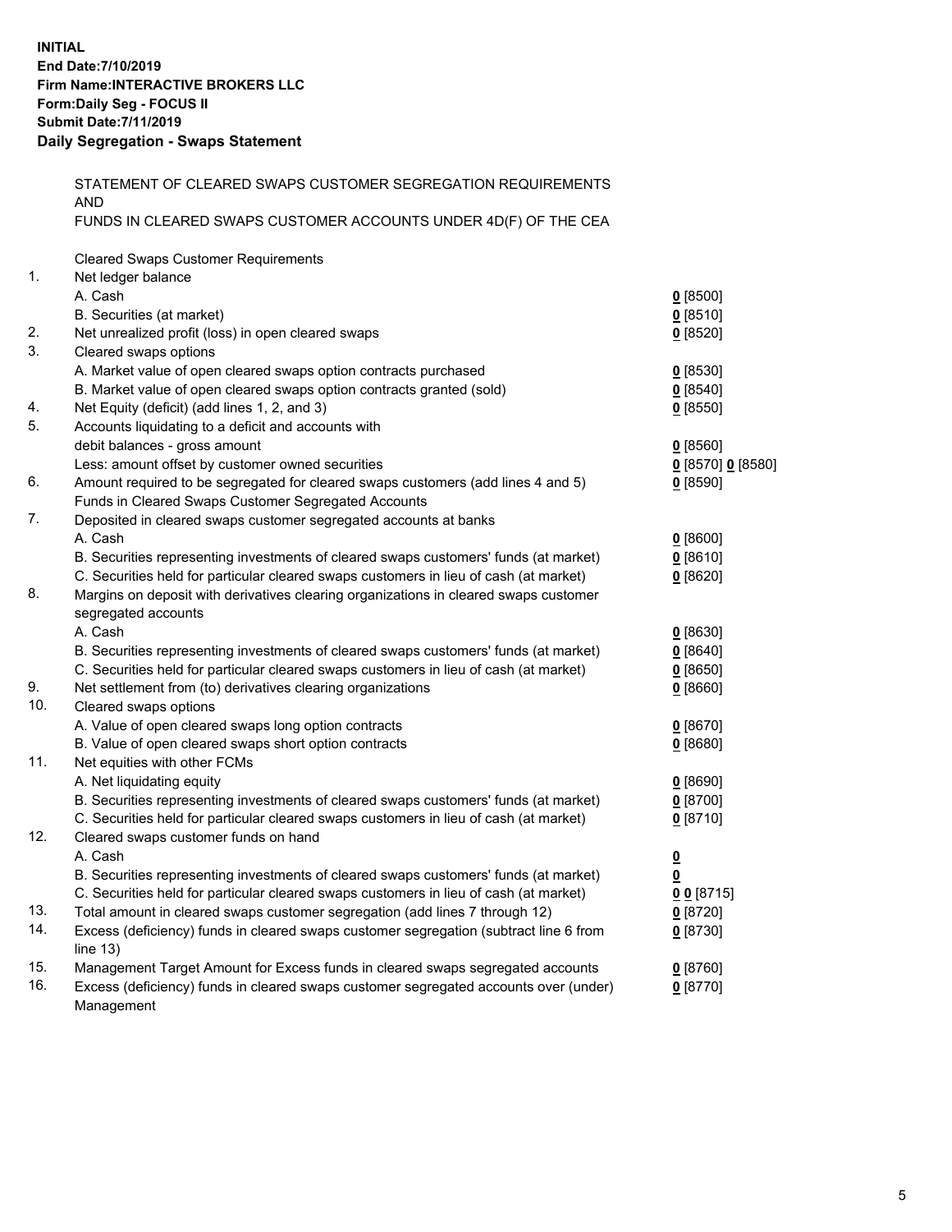**INITIAL**
**End Date:7/10/2019**
**Firm Name:INTERACTIVE BROKERS LLC**
**Form:Daily Seg - FOCUS II**
**Submit Date:7/11/2019**
**Daily Segregation - Swaps Statement**

STATEMENT OF CLEARED SWAPS CUSTOMER SEGREGATION REQUIREMENTS
AND
FUNDS IN CLEARED SWAPS CUSTOMER ACCOUNTS UNDER 4D(F) OF THE CEA

| | | |
|---|---|---|
| | Cleared Swaps Customer Requirements | |
| 1. | Net ledger balance | |
| | A. Cash | 0 [8500] |
| | B. Securities (at market) | 0 [8510] |
| 2. | Net unrealized profit (loss) in open cleared swaps | 0 [8520] |
| 3. | Cleared swaps options | |
| | A. Market value of open cleared swaps option contracts purchased | 0 [8530] |
| | B. Market value of open cleared swaps option contracts granted (sold) | 0 [8540] |
| 4. | Net Equity (deficit) (add lines 1, 2, and 3) | 0 [8550] |
| 5. | Accounts liquidating to a deficit and accounts with | |
| | debit balances - gross amount | 0 [8560] |
| | Less: amount offset by customer owned securities | 0 [8570] 0 [8580] |
| 6. | Amount required to be segregated for cleared swaps customers (add lines 4 and 5) | 0 [8590] |
| | Funds in Cleared Swaps Customer Segregated Accounts | |
| 7. | Deposited in cleared swaps customer segregated accounts at banks | |
| | A. Cash | 0 [8600] |
| | B. Securities representing investments of cleared swaps customers' funds (at market) | 0 [8610] |
| | C. Securities held for particular cleared swaps customers in lieu of cash (at market) | 0 [8620] |
| 8. | Margins on deposit with derivatives clearing organizations in cleared swaps customer segregated accounts | |
| | A. Cash | 0 [8630] |
| | B. Securities representing investments of cleared swaps customers' funds (at market) | 0 [8640] |
| | C. Securities held for particular cleared swaps customers in lieu of cash (at market) | 0 [8650] |
| 9. | Net settlement from (to) derivatives clearing organizations | 0 [8660] |
| 10. | Cleared swaps options | |
| | A. Value of open cleared swaps long option contracts | 0 [8670] |
| | B. Value of open cleared swaps short option contracts | 0 [8680] |
| 11. | Net equities with other FCMs | |
| | A. Net liquidating equity | 0 [8690] |
| | B. Securities representing investments of cleared swaps customers' funds (at market) | 0 [8700] |
| | C. Securities held for particular cleared swaps customers in lieu of cash (at market) | 0 [8710] |
| 12. | Cleared swaps customer funds on hand | |
| | A. Cash | 0 |
| | B. Securities representing investments of cleared swaps customers' funds (at market) | 0 |
| | C. Securities held for particular cleared swaps customers in lieu of cash (at market) | 0 0 [8715] |
| 13. | Total amount in cleared swaps customer segregation (add lines 7 through 12) | 0 [8720] |
| 14. | Excess (deficiency) funds in cleared swaps customer segregation (subtract line 6 from line 13) | 0 [8730] |
| 15. | Management Target Amount for Excess funds in cleared swaps segregated accounts | 0 [8760] |
| 16. | Excess (deficiency) funds in cleared swaps customer segregated accounts over (under) Management | 0 [8770] |